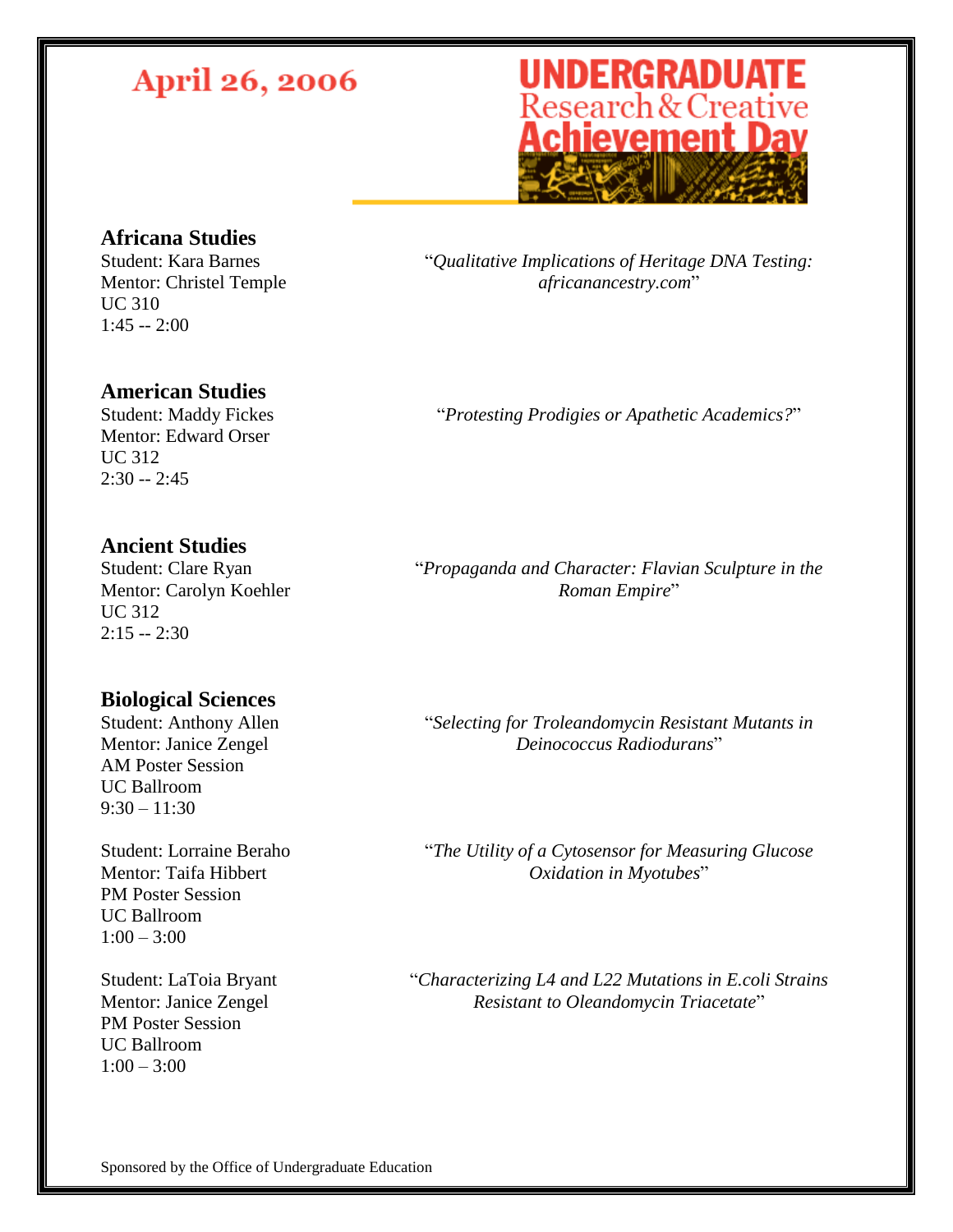# April 26, 2006

# UNDERGRADUATE Research & Creative Achievement Day

## Africana Studies

Student: Kara Barnes
Mentor: Christel Temple
UC 310
1:45 -- 2:00

"*Qualitative Implications of Heritage DNA Testing: africanancestry.com*"

## American Studies

Student: Maddy Fickes
Mentor: Edward Orser
UC 312
2:30 -- 2:45

"*Protesting Prodigies or Apathetic Academics?*"

## Ancient Studies

Student: Clare Ryan
Mentor: Carolyn Koehler
UC 312
2:15 -- 2:30

"*Propaganda and Character: Flavian Sculpture in the Roman Empire*"

## Biological Sciences

Student: Anthony Allen
Mentor: Janice Zengel
AM Poster Session
UC Ballroom
9:30 – 11:30

"*Selecting for Troleandomycin Resistant Mutants in Deinococcus Radiodurans*"

Student: Lorraine Beraho
Mentor: Taifa Hibbert
PM Poster Session
UC Ballroom
1:00 – 3:00

"*The Utility of a Cytosensor for Measuring Glucose Oxidation in Myotubes*"

Student: LaToia Bryant
Mentor: Janice Zengel
PM Poster Session
UC Ballroom
1:00 – 3:00

"*Characterizing L4 and L22 Mutations in E.coli Strains Resistant to Oleandomycin Triacetate*"

Sponsored by the Office of Undergraduate Education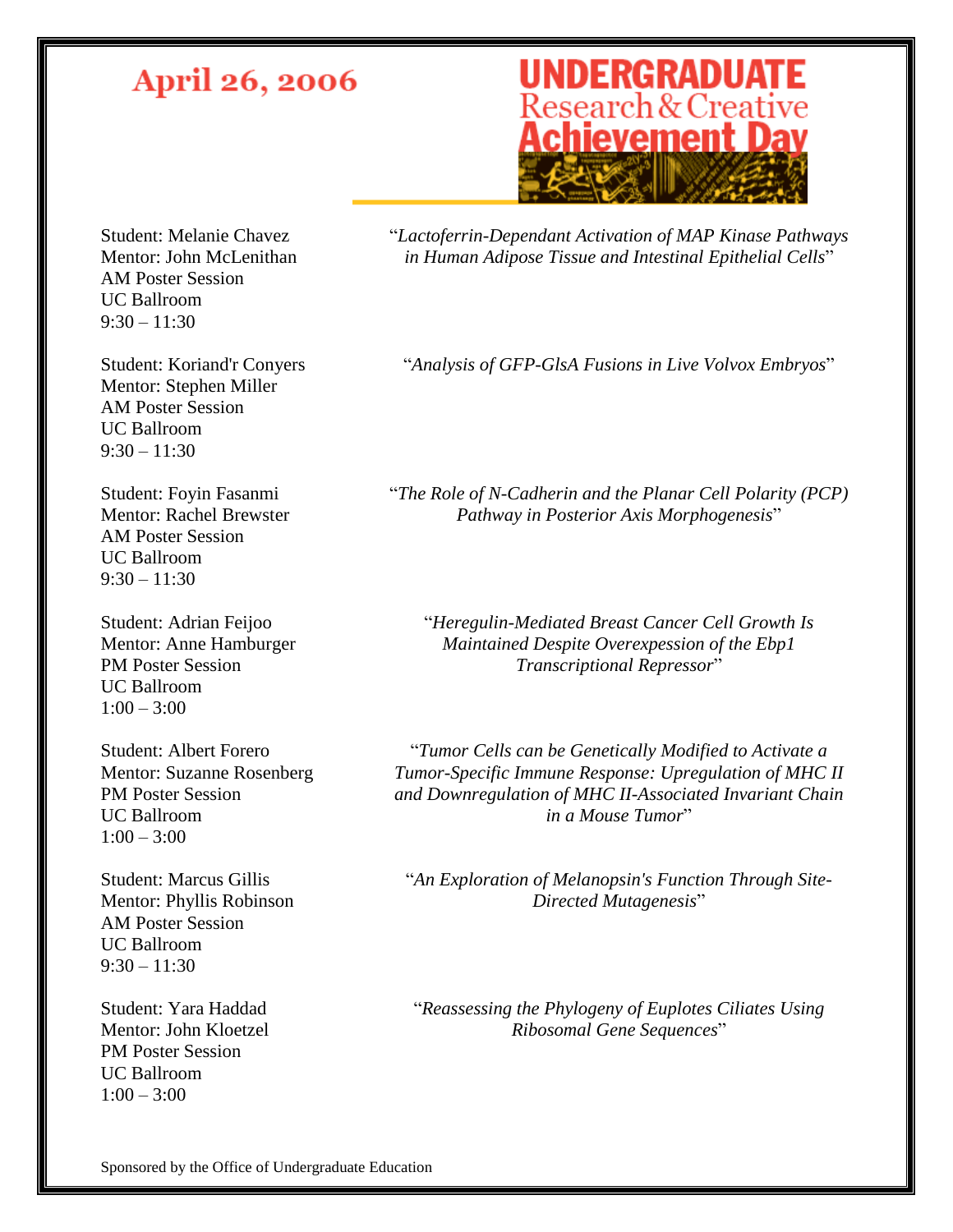April 26, 2006

**UNDERGRADUATE Research & Creative Achievement Day**

Student: Melanie Chavez
Mentor: John McLenithan
AM Poster Session
UC Ballroom
9:30 – 11:30

"*Lactoferrin-Dependant Activation of MAP Kinase Pathways in Human Adipose Tissue and Intestinal Epithelial Cells*"

Student: Koriand'r Conyers
Mentor: Stephen Miller
AM Poster Session
UC Ballroom
9:30 – 11:30

"*Analysis of GFP-GlsA Fusions in Live Volvox Embryos*"

Student: Foyin Fasanmi
Mentor: Rachel Brewster
AM Poster Session
UC Ballroom
9:30 – 11:30

"*The Role of N-Cadherin and the Planar Cell Polarity (PCP) Pathway in Posterior Axis Morphogenesis*"

Student: Adrian Feijoo
Mentor: Anne Hamburger
PM Poster Session
UC Ballroom
1:00 – 3:00

"*Heregulin-Mediated Breast Cancer Cell Growth Is Maintained Despite Overexpession of the Ebp1 Transcriptional Repressor*"

Student: Albert Forero
Mentor: Suzanne Rosenberg
PM Poster Session
UC Ballroom
1:00 – 3:00

"*Tumor Cells can be Genetically Modified to Activate a Tumor-Specific Immune Response: Upregulation of MHC II and Downregulation of MHC II-Associated Invariant Chain in a Mouse Tumor*"

Student: Marcus Gillis
Mentor: Phyllis Robinson
AM Poster Session
UC Ballroom
9:30 – 11:30

"*An Exploration of Melanopsin's Function Through Site-Directed Mutagenesis*"

Student: Yara Haddad
Mentor: John Kloetzel
PM Poster Session
UC Ballroom
1:00 – 3:00

"*Reassessing the Phylogeny of Euplotes Ciliates Using Ribosomal Gene Sequences*"

Sponsored by the Office of Undergraduate Education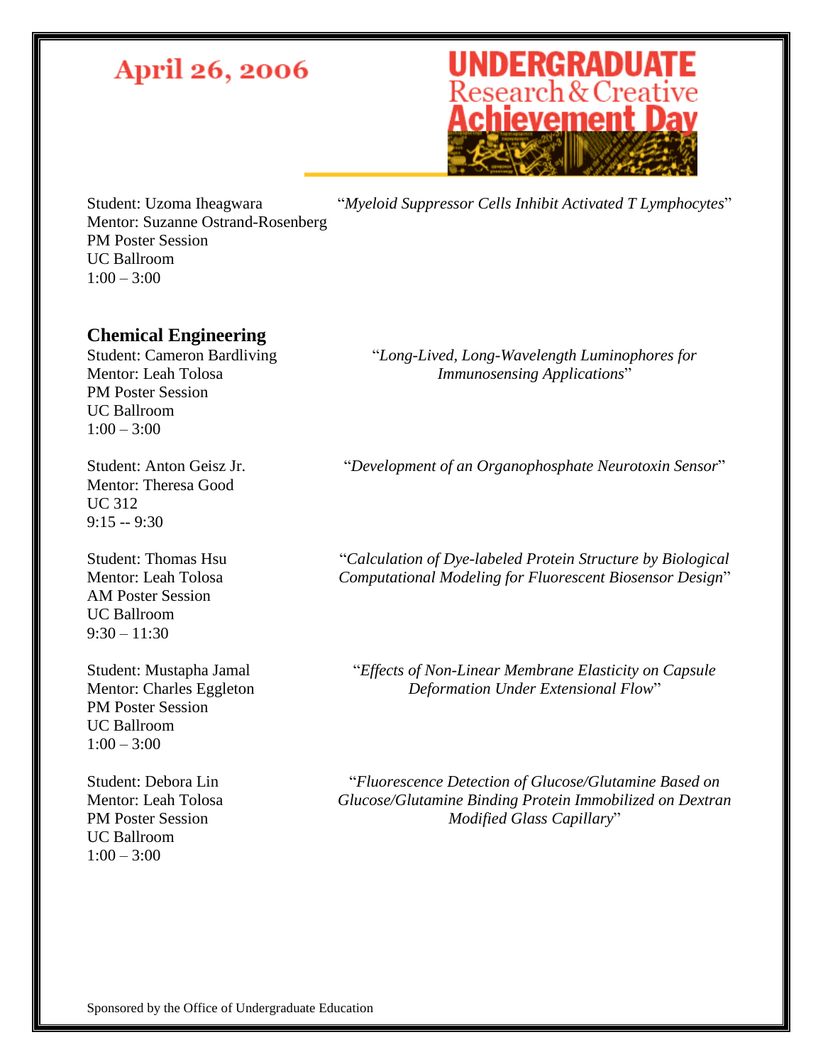Student: Uzoma Iheagwara
Mentor: Suzanne Ostrand-Rosenberg
PM Poster Session
UC Ballroom
1:00 – 3:00

"*Myeloid Suppressor Cells Inhibit Activated T Lymphocytes*"

## Chemical Engineering

Student: Cameron Bardliving
Mentor: Leah Tolosa
PM Poster Session
UC Ballroom
1:00 – 3:00

"*Long-Lived, Long-Wavelength Luminophores for Immunosensing Applications*"

Student: Anton Geisz Jr.
Mentor: Theresa Good
UC 312
9:15 -- 9:30

"*Development of an Organophosphate Neurotoxin Sensor*"

Student: Thomas Hsu
Mentor: Leah Tolosa
AM Poster Session
UC Ballroom
9:30 – 11:30

"*Calculation of Dye-labeled Protein Structure by Biological Computational Modeling for Fluorescent Biosensor Design*"

Student: Mustapha Jamal
Mentor: Charles Eggleton
PM Poster Session
UC Ballroom
1:00 – 3:00

"*Effects of Non-Linear Membrane Elasticity on Capsule Deformation Under Extensional Flow*"

Student: Debora Lin
Mentor: Leah Tolosa
PM Poster Session
UC Ballroom
1:00 – 3:00

"*Fluorescence Detection of Glucose/Glutamine Based on Glucose/Glutamine Binding Protein Immobilized on Dextran Modified Glass Capillary*"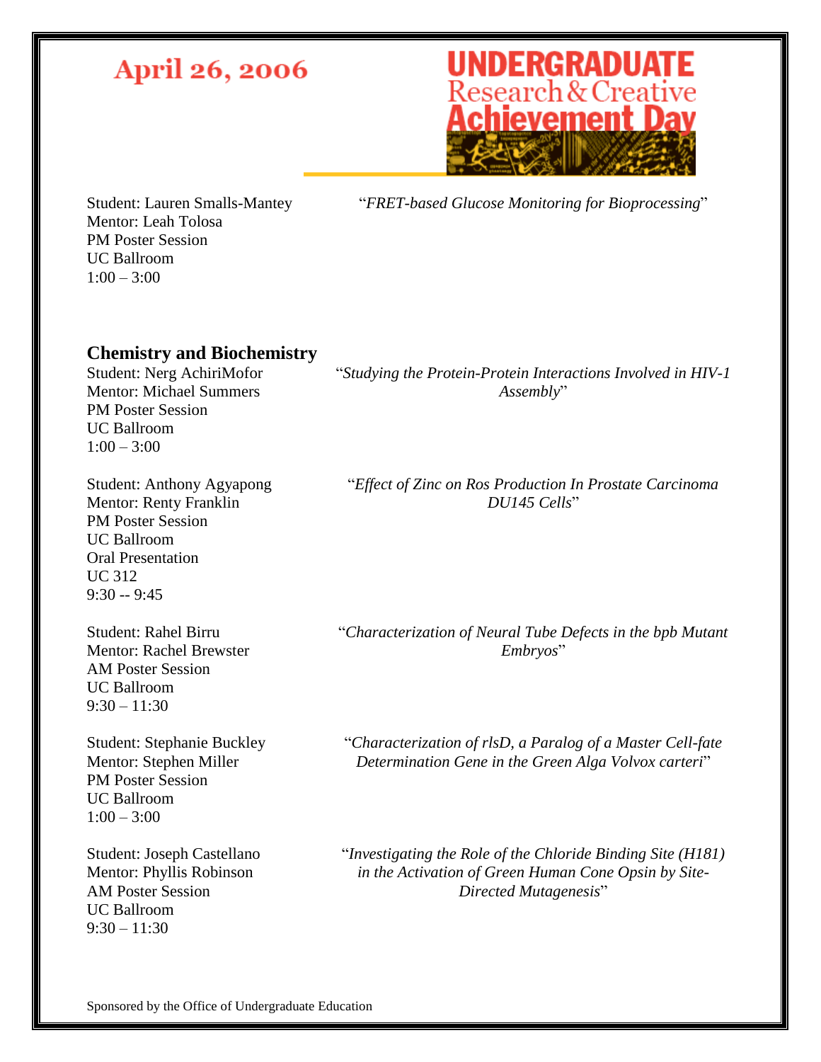Student: Lauren Smalls-Mantey
Mentor: Leah Tolosa
PM Poster Session
UC Ballroom
1:00 – 3:00

"*FRET-based Glucose Monitoring for Bioprocessing*"

## Chemistry and Biochemistry

Student: Nerg AchiriMofor
Mentor: Michael Summers
PM Poster Session
UC Ballroom
1:00 – 3:00

"*Studying the Protein-Protein Interactions Involved in HIV-1 Assembly*"

Student: Anthony Agyapong
Mentor: Renty Franklin
PM Poster Session
UC Ballroom
Oral Presentation
UC 312
9:30 -- 9:45

"*Effect of Zinc on Ros Production In Prostate Carcinoma DU145 Cells*"

Student: Rahel Birru
Mentor: Rachel Brewster
AM Poster Session
UC Ballroom
9:30 – 11:30

"*Characterization of Neural Tube Defects in the bpb Mutant Embryos*"

Student: Stephanie Buckley
Mentor: Stephen Miller
PM Poster Session
UC Ballroom
1:00 – 3:00

"*Characterization of rlsD, a Paralog of a Master Cell-fate Determination Gene in the Green Alga Volvox carteri*"

Student: Joseph Castellano
Mentor: Phyllis Robinson
AM Poster Session
UC Ballroom
9:30 – 11:30

"*Investigating the Role of the Chloride Binding Site (H181) in the Activation of Green Human Cone Opsin by Site-Directed Mutagenesis*"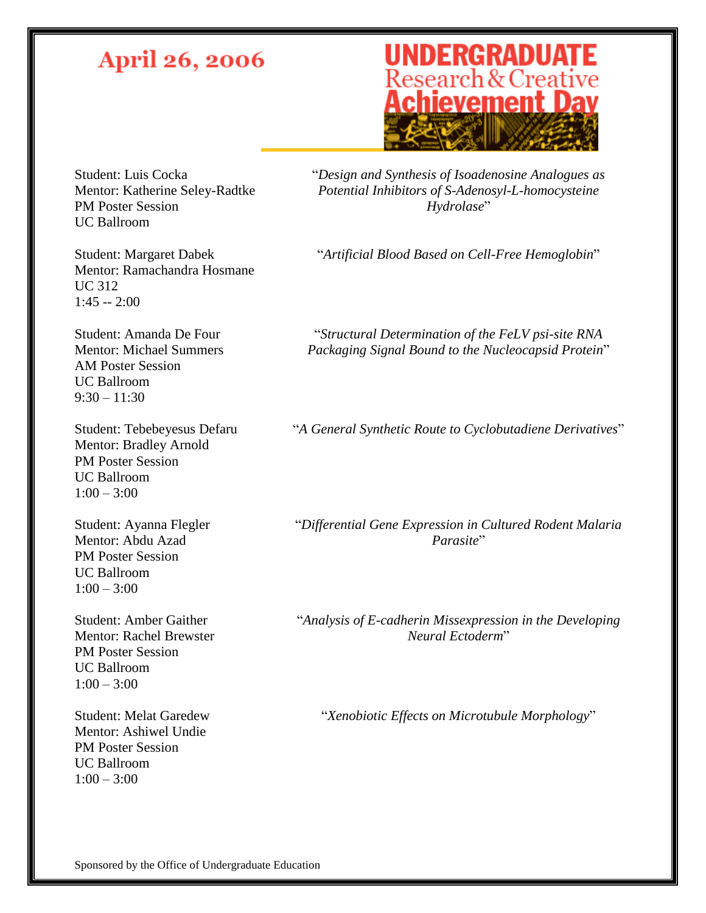April 26, 2006

**UNDERGRADUATE Research & Creative Achievement Day**

Student: Luis Cocka
Mentor: Katherine Seley-Radtke
PM Poster Session
UC Ballroom

"*Design and Synthesis of Isoadenosine Analogues as Potential Inhibitors of S-Adenosyl-L-homocysteine Hydrolase*"

Student: Margaret Dabek
Mentor: Ramachandra Hosmane
UC 312
1:45 -- 2:00

"*Artificial Blood Based on Cell-Free Hemoglobin*"

Student: Amanda De Four
Mentor: Michael Summers
AM Poster Session
UC Ballroom
9:30 – 11:30

"*Structural Determination of the FeLV psi-site RNA Packaging Signal Bound to the Nucleocapsid Protein*"

Student: Tebebeyesus Defaru
Mentor: Bradley Arnold
PM Poster Session
UC Ballroom
1:00 – 3:00

"*A General Synthetic Route to Cyclobutadiene Derivatives*"

Student: Ayanna Flegler
Mentor: Abdu Azad
PM Poster Session
UC Ballroom
1:00 – 3:00

"*Differential Gene Expression in Cultured Rodent Malaria Parasite*"

Student: Amber Gaither
Mentor: Rachel Brewster
PM Poster Session
UC Ballroom
1:00 – 3:00

"*Analysis of E-cadherin Missexpression in the Developing Neural Ectoderm*"

Student: Melat Garedew
Mentor: Ashiwel Undie
PM Poster Session
UC Ballroom
1:00 – 3:00

"*Xenobiotic Effects on Microtubule Morphology*"

Sponsored by the Office of Undergraduate Education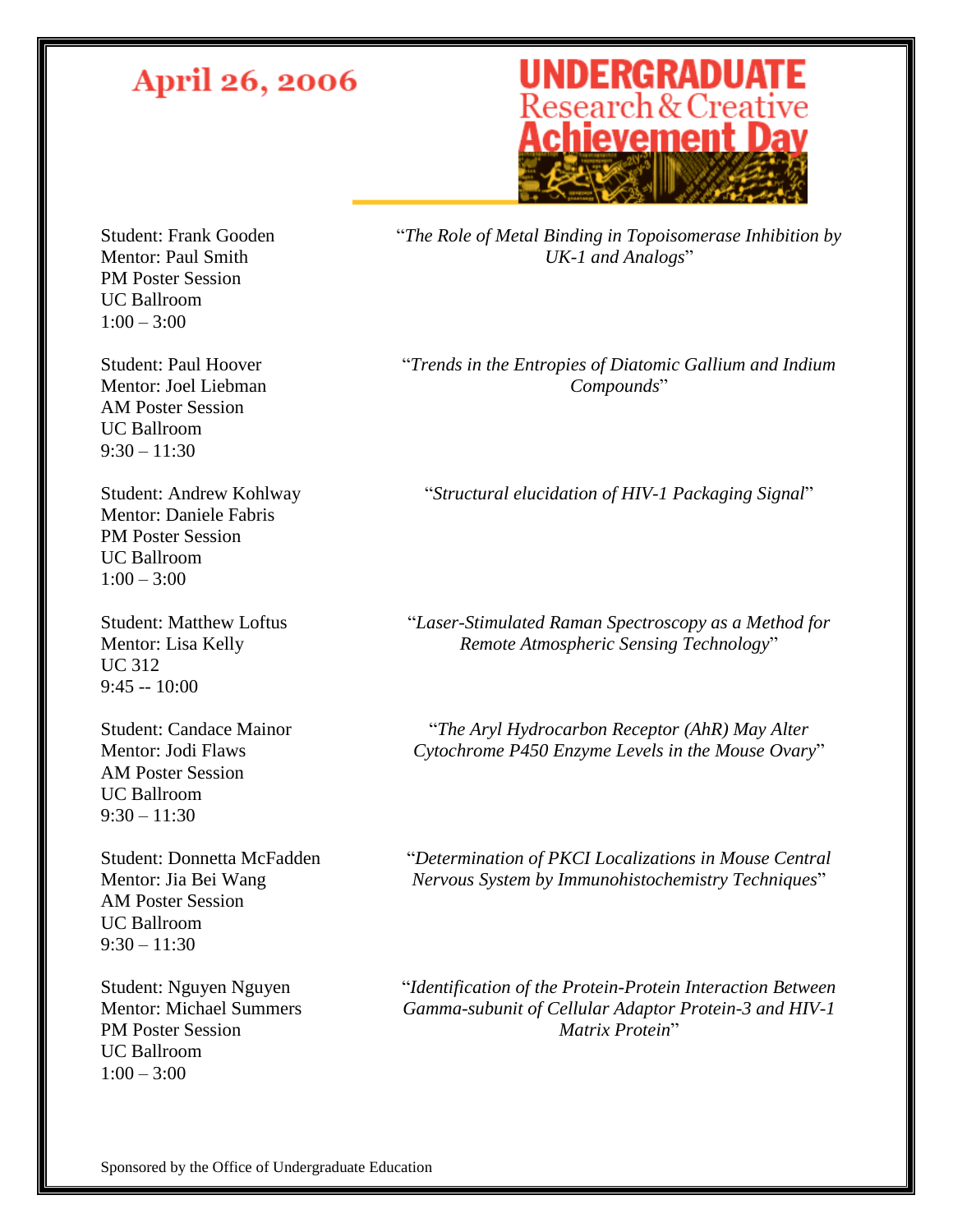April 26, 2006

UNDERGRADUATE Research & Creative Achievement Day

Student: Frank Gooden
Mentor: Paul Smith
PM Poster Session
UC Ballroom
1:00 – 3:00

"*The Role of Metal Binding in Topoisomerase Inhibition by UK-1 and Analogs*"

Student: Paul Hoover
Mentor: Joel Liebman
AM Poster Session
UC Ballroom
9:30 – 11:30

"*Trends in the Entropies of Diatomic Gallium and Indium Compounds*"

Student: Andrew Kohlway
Mentor: Daniele Fabris
PM Poster Session
UC Ballroom
1:00 – 3:00

"*Structural elucidation of HIV-1 Packaging Signal*"

Student: Matthew Loftus
Mentor: Lisa Kelly
UC 312
9:45 -- 10:00

"*Laser-Stimulated Raman Spectroscopy as a Method for Remote Atmospheric Sensing Technology*"

Student: Candace Mainor
Mentor: Jodi Flaws
AM Poster Session
UC Ballroom
9:30 – 11:30

"*The Aryl Hydrocarbon Receptor (AhR) May Alter Cytochrome P450 Enzyme Levels in the Mouse Ovary*"

Student: Donnetta McFadden
Mentor: Jia Bei Wang
AM Poster Session
UC Ballroom
9:30 – 11:30

"*Determination of PKCI Localizations in Mouse Central Nervous System by Immunohistochemistry Techniques*"

Student: Nguyen Nguyen
Mentor: Michael Summers
PM Poster Session
UC Ballroom
1:00 – 3:00

"*Identification of the Protein-Protein Interaction Between Gamma-subunit of Cellular Adaptor Protein-3 and HIV-1 Matrix Protein*"

Sponsored by the Office of Undergraduate Education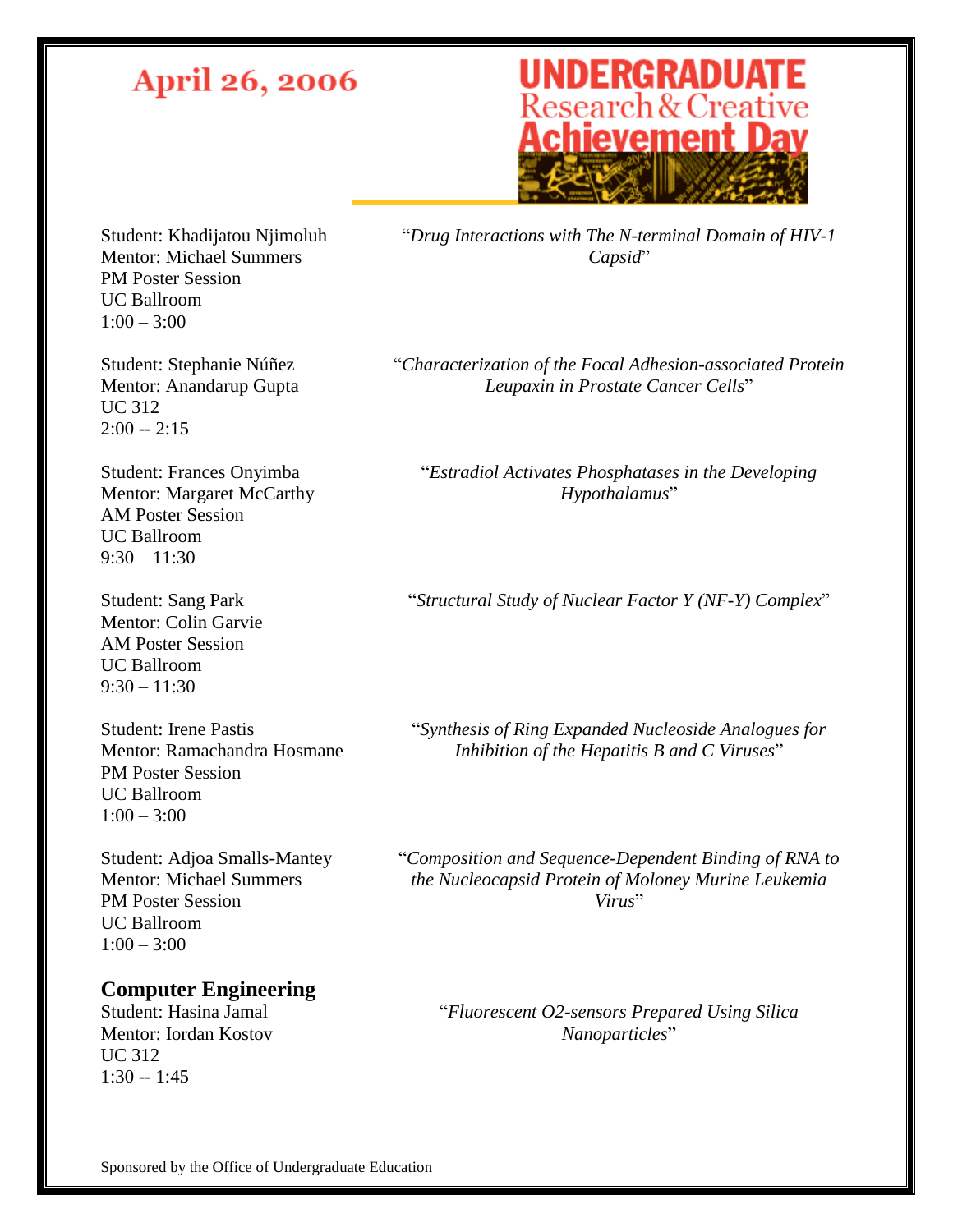April 26, 2006

**UNDERGRADUATE Research & Creative Achievement Day**

Student: Khadijatou Njimoluh
Mentor: Michael Summers
PM Poster Session
UC Ballroom
1:00 – 3:00

"*Drug Interactions with The N-terminal Domain of HIV-1 Capsid*"

Student: Stephanie Núñez
Mentor: Anandarup Gupta
UC 312
2:00 -- 2:15

"*Characterization of the Focal Adhesion-associated Protein Leupaxin in Prostate Cancer Cells*"

Student: Frances Onyimba
Mentor: Margaret McCarthy
AM Poster Session
UC Ballroom
9:30 – 11:30

"*Estradiol Activates Phosphatases in the Developing Hypothalamus*"

Student: Sang Park
Mentor: Colin Garvie
AM Poster Session
UC Ballroom
9:30 – 11:30

"*Structural Study of Nuclear Factor Y (NF-Y) Complex*"

Student: Irene Pastis
Mentor: Ramachandra Hosmane
PM Poster Session
UC Ballroom
1:00 – 3:00

"*Synthesis of Ring Expanded Nucleoside Analogues for Inhibition of the Hepatitis B and C Viruses*"

Student: Adjoa Smalls-Mantey
Mentor: Michael Summers
PM Poster Session
UC Ballroom
1:00 – 3:00

"*Composition and Sequence-Dependent Binding of RNA to the Nucleocapsid Protein of Moloney Murine Leukemia Virus*"

## Computer Engineering

Student: Hasina Jamal
Mentor: Iordan Kostov
UC 312
1:30 -- 1:45

"*Fluorescent O2-sensors Prepared Using Silica Nanoparticles*"

Sponsored by the Office of Undergraduate Education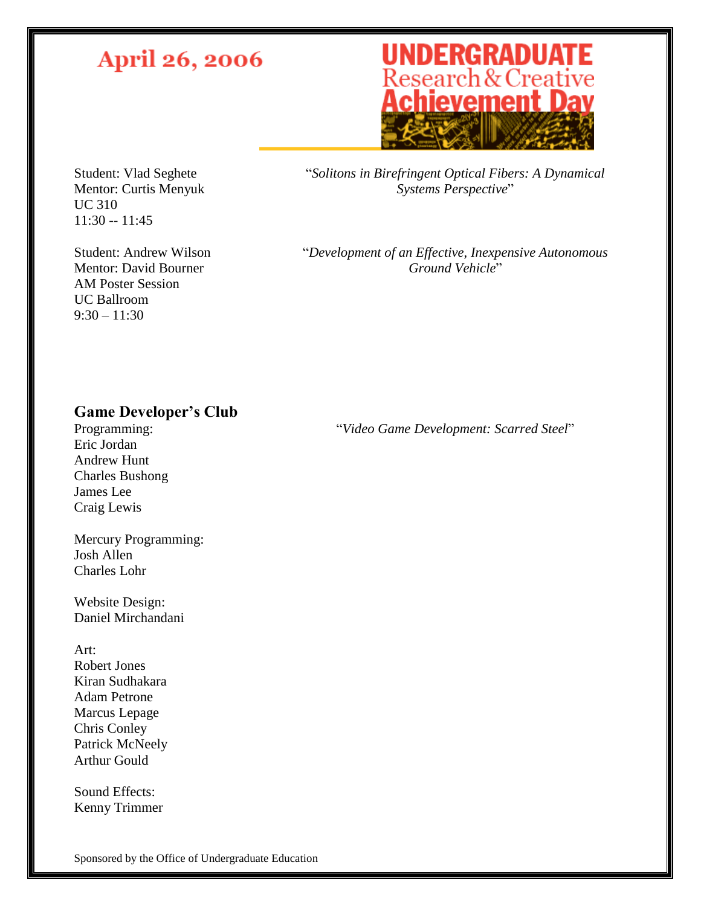April 26, 2006

**UNDERGRADUATE Research & Creative Achievement Day**

Student: Vlad Seghete
Mentor: Curtis Menyuk
UC 310
11:30 -- 11:45

"*Solitons in Birefringent Optical Fibers: A Dynamical Systems Perspective*"

Student: Andrew Wilson
Mentor: David Bourner
AM Poster Session
UC Ballroom
9:30 – 11:30

"*Development of an Effective, Inexpensive Autonomous Ground Vehicle*"

**Game Developer's Club**

"*Video Game Development: Scarred Steel*"

Programming:
Eric Jordan
Andrew Hunt
Charles Bushong
James Lee
Craig Lewis

Mercury Programming:
Josh Allen
Charles Lohr

Website Design:
Daniel Mirchandani

Art:
Robert Jones
Kiran Sudhakara
Adam Petrone
Marcus Lepage
Chris Conley
Patrick McNeely
Arthur Gould

Sound Effects:
Kenny Trimmer

Sponsored by the Office of Undergraduate Education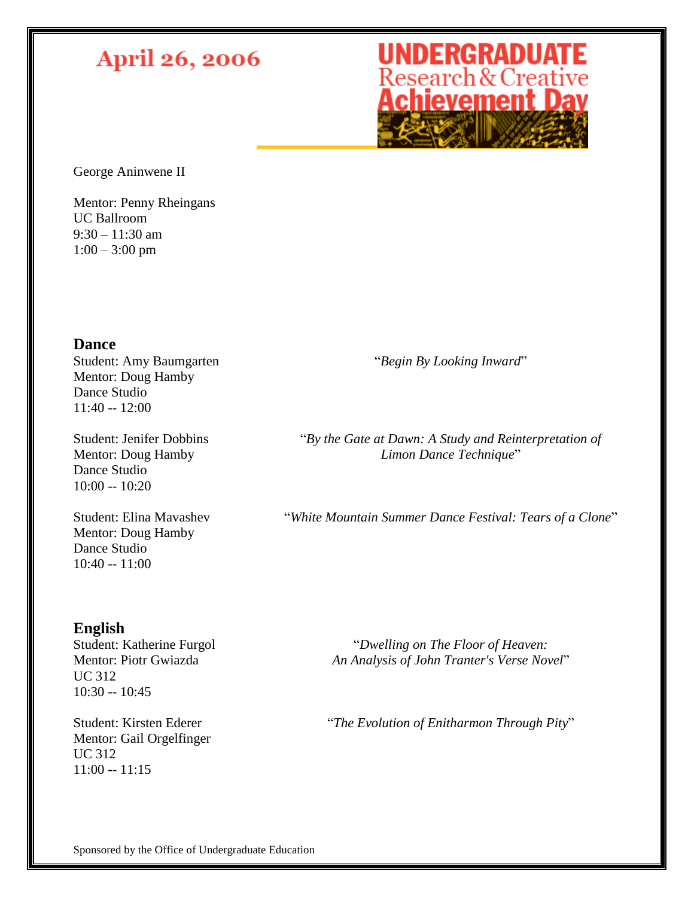George Aninwene II

Mentor: Penny Rheingans
UC Ballroom
9:30 – 11:30 am
1:00 – 3:00 pm

## Dance

Student: Amy Baumgarten
Mentor: Doug Hamby
Dance Studio
11:40 -- 12:00

"*Begin By Looking Inward*"

Student: Jenifer Dobbins
Mentor: Doug Hamby
Dance Studio
10:00 -- 10:20

"*By the Gate at Dawn: A Study and Reinterpretation of Limon Dance Technique*"

Student: Elina Mavashev
Mentor: Doug Hamby
Dance Studio
10:40 -- 11:00

"*White Mountain Summer Dance Festival: Tears of a Clone*"

## English

Student: Katherine Furgol
Mentor: Piotr Gwiazda
UC 312
10:30 -- 10:45

"*Dwelling on The Floor of Heaven: An Analysis of John Tranter's Verse Novel*"

Student: Kirsten Ederer
Mentor: Gail Orgelfinger
UC 312
11:00 -- 11:15

"*The Evolution of Enitharmon Through Pity*"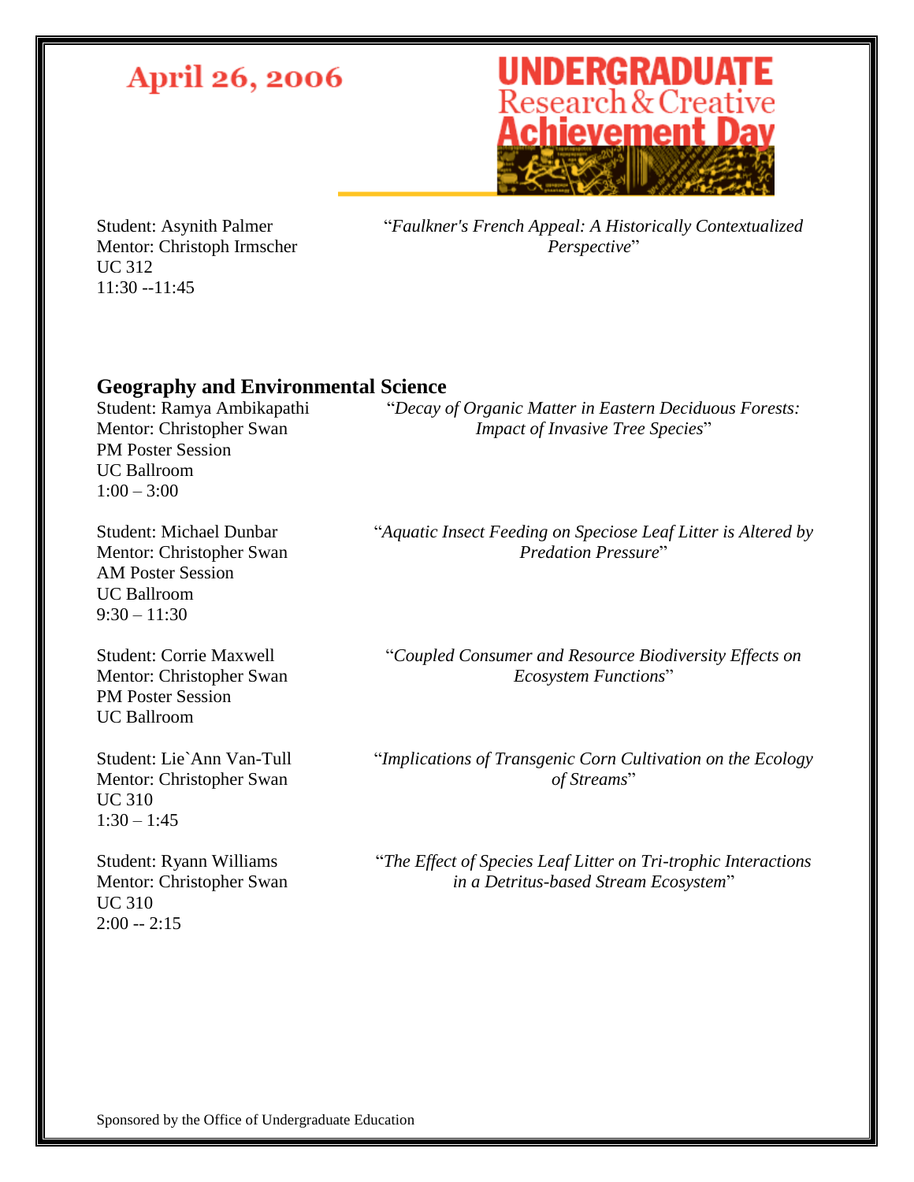Student: Asynith Palmer
Mentor: Christoph Irmscher
UC 312
11:30 --11:45

"*Faulkner's French Appeal: A Historically Contextualized Perspective*"

## Geography and Environmental Science

Student: Ramya Ambikapathi
Mentor: Christopher Swan
PM Poster Session
UC Ballroom
1:00 – 3:00

"*Decay of Organic Matter in Eastern Deciduous Forests: Impact of Invasive Tree Species*"

Student: Michael Dunbar
Mentor: Christopher Swan
AM Poster Session
UC Ballroom
9:30 – 11:30

"*Aquatic Insect Feeding on Speciose Leaf Litter is Altered by Predation Pressure*"

Student: Corrie Maxwell
Mentor: Christopher Swan
PM Poster Session
UC Ballroom

"*Coupled Consumer and Resource Biodiversity Effects on Ecosystem Functions*"

Student: Lie`Ann Van-Tull
Mentor: Christopher Swan
UC 310
1:30 – 1:45

"*Implications of Transgenic Corn Cultivation on the Ecology of Streams*"

Student: Ryann Williams
Mentor: Christopher Swan
UC 310
2:00 -- 2:15

"*The Effect of Species Leaf Litter on Tri-trophic Interactions in a Detritus-based Stream Ecosystem*"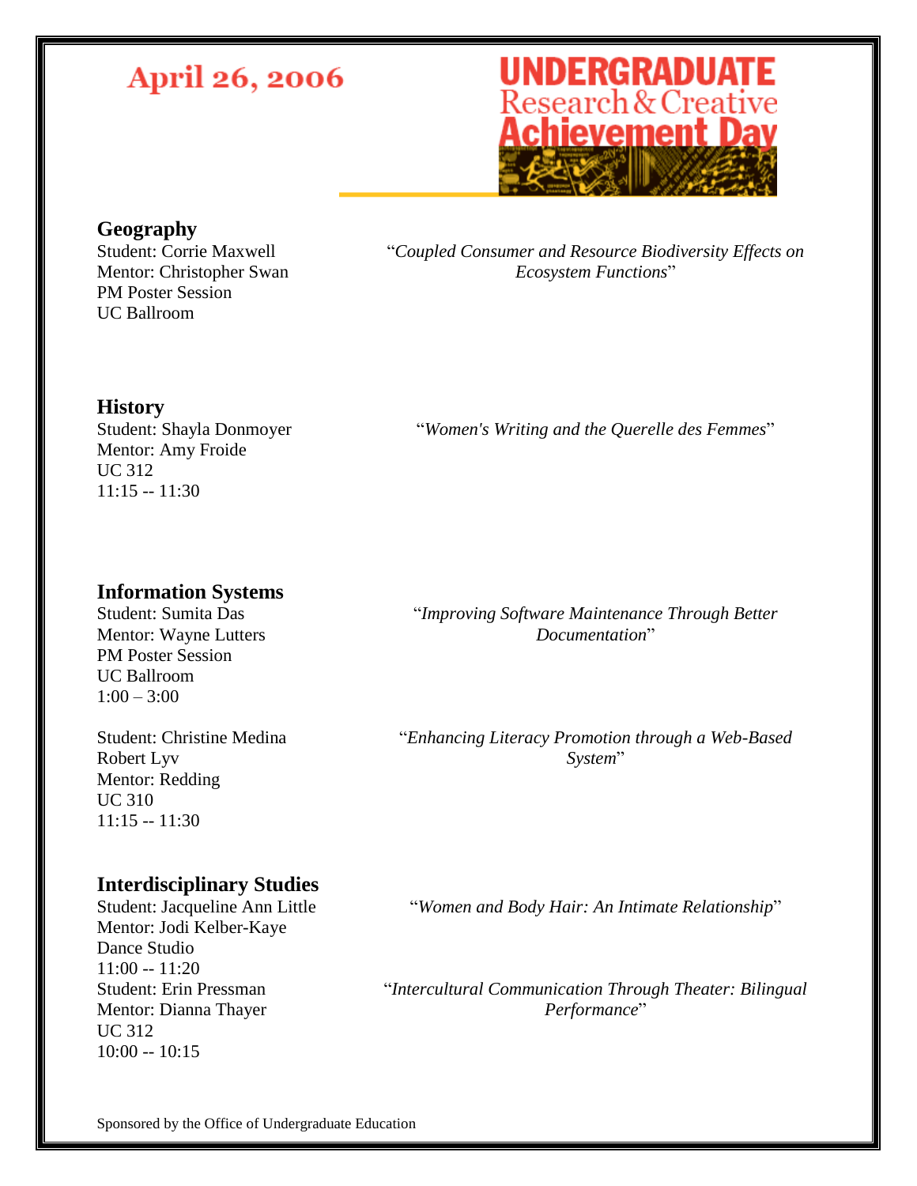April 26, 2006

UNDERGRADUATE Research & Creative Achievement Day

## Geography

Student: Corrie Maxwell
Mentor: Christopher Swan
PM Poster Session
UC Ballroom

"*Coupled Consumer and Resource Biodiversity Effects on Ecosystem Functions*"

## History

Student: Shayla Donmoyer
Mentor: Amy Froide
UC 312
11:15 -- 11:30

"*Women's Writing and the Querelle des Femmes*"

## Information Systems

Student: Sumita Das
Mentor: Wayne Lutters
PM Poster Session
UC Ballroom
1:00 – 3:00

"*Improving Software Maintenance Through Better Documentation*"

Student: Christine Medina
Robert Lyv
Mentor: Redding
UC 310
11:15 -- 11:30

"*Enhancing Literacy Promotion through a Web-Based System*"

## Interdisciplinary Studies

Student: Jacqueline Ann Little
Mentor: Jodi Kelber-Kaye
Dance Studio
11:00 -- 11:20

"*Women and Body Hair: An Intimate Relationship*"

Student: Erin Pressman
Mentor: Dianna Thayer
UC 312
10:00 -- 10:15

"*Intercultural Communication Through Theater: Bilingual Performance*"

Sponsored by the Office of Undergraduate Education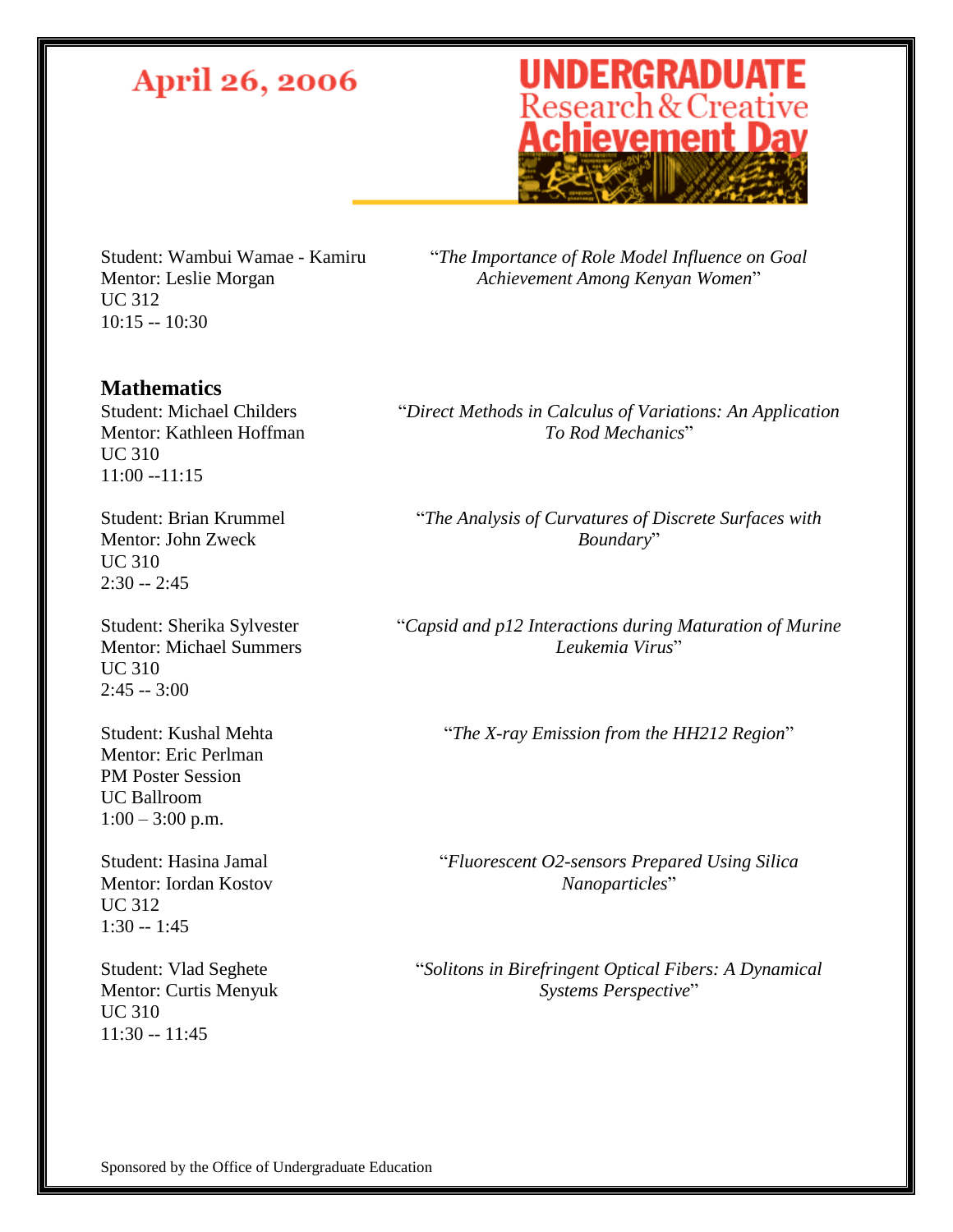April 26, 2006

UNDERGRADUATE Research & Creative Achievement Day

Student: Wambui Wamae - Kamiru
Mentor: Leslie Morgan
UC 312
10:15 -- 10:30

"*The Importance of Role Model Influence on Goal Achievement Among Kenyan Women*"

## Mathematics

Student: Michael Childers
Mentor: Kathleen Hoffman
UC 310
11:00 --11:15

"*Direct Methods in Calculus of Variations: An Application To Rod Mechanics*"

Student: Brian Krummel
Mentor: John Zweck
UC 310
2:30 -- 2:45

"*The Analysis of Curvatures of Discrete Surfaces with Boundary*"

Student: Sherika Sylvester
Mentor: Michael Summers
UC 310
2:45 -- 3:00

"*Capsid and p12 Interactions during Maturation of Murine Leukemia Virus*"

Student: Kushal Mehta
Mentor: Eric Perlman
PM Poster Session
UC Ballroom
1:00 – 3:00 p.m.

"*The X-ray Emission from the HH212 Region*"

Student: Hasina Jamal
Mentor: Iordan Kostov
UC 312
1:30 -- 1:45

"*Fluorescent O2-sensors Prepared Using Silica Nanoparticles*"

Student: Vlad Seghete
Mentor: Curtis Menyuk
UC 310
11:30 -- 11:45

"*Solitons in Birefringent Optical Fibers: A Dynamical Systems Perspective*"

Sponsored by the Office of Undergraduate Education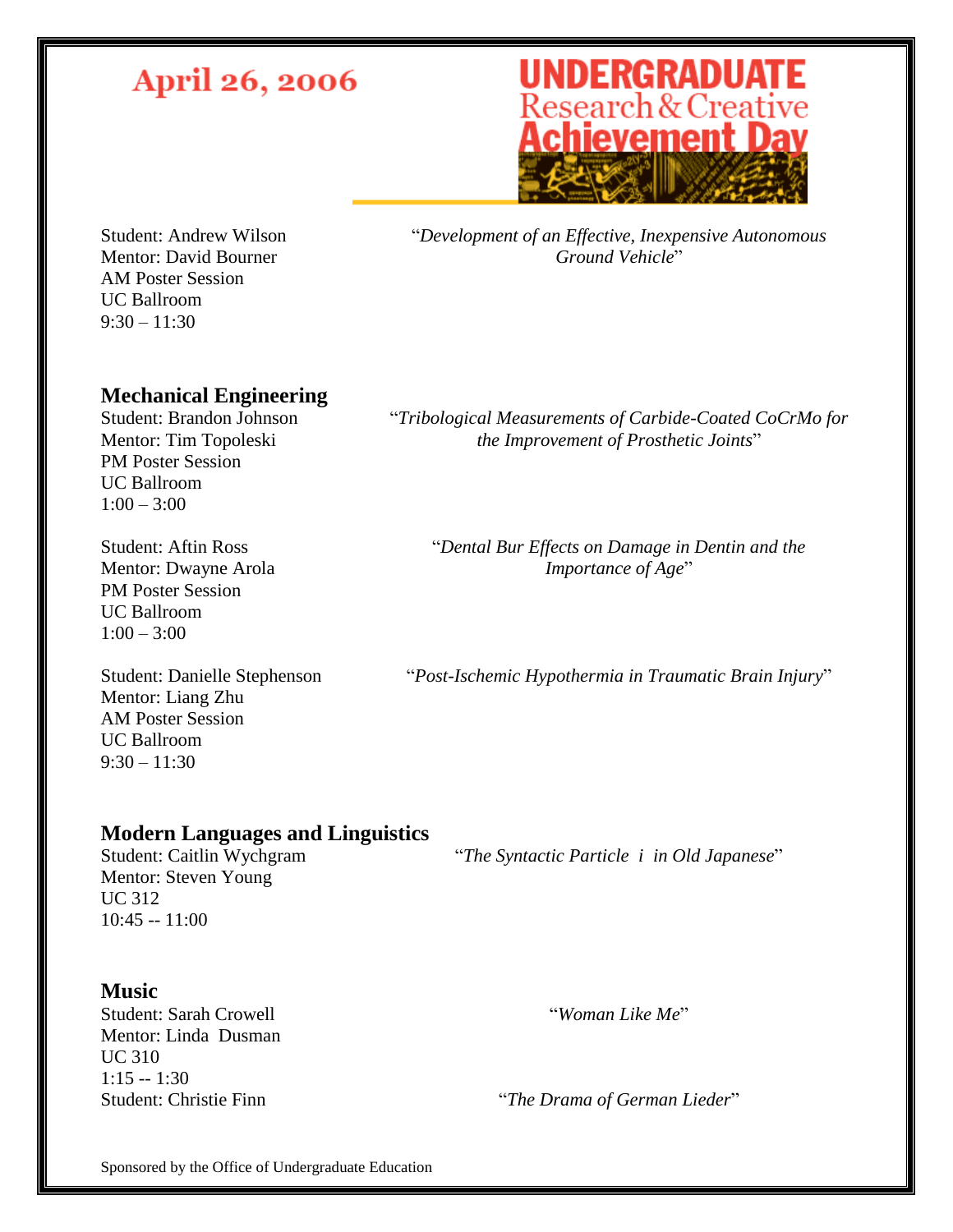April 26, 2006

UNDERGRADUATE Research & Creative Achievement Day

Student: Andrew Wilson
Mentor: David Bourner
AM Poster Session
UC Ballroom
9:30 – 11:30

"*Development of an Effective, Inexpensive Autonomous Ground Vehicle*"

## Mechanical Engineering

Student: Brandon Johnson
Mentor: Tim Topoleski
PM Poster Session
UC Ballroom
1:00 – 3:00

"*Tribological Measurements of Carbide-Coated CoCrMo for the Improvement of Prosthetic Joints*"

Student: Aftin Ross
Mentor: Dwayne Arola
PM Poster Session
UC Ballroom
1:00 – 3:00

"*Dental Bur Effects on Damage in Dentin and the Importance of Age*"

Student: Danielle Stephenson
Mentor: Liang Zhu
AM Poster Session
UC Ballroom
9:30 – 11:30

"*Post-Ischemic Hypothermia in Traumatic Brain Injury*"

## Modern Languages and Linguistics

Student: Caitlin Wychgram
Mentor: Steven Young
UC 312
10:45 -- 11:00

"*The Syntactic Particle i in Old Japanese*"

## Music

Student: Sarah Crowell
Mentor: Linda Dusman
UC 310
1:15 -- 1:30

"*Woman Like Me*"

Student: Christie Finn

"*The Drama of German Lieder*"

Sponsored by the Office of Undergraduate Education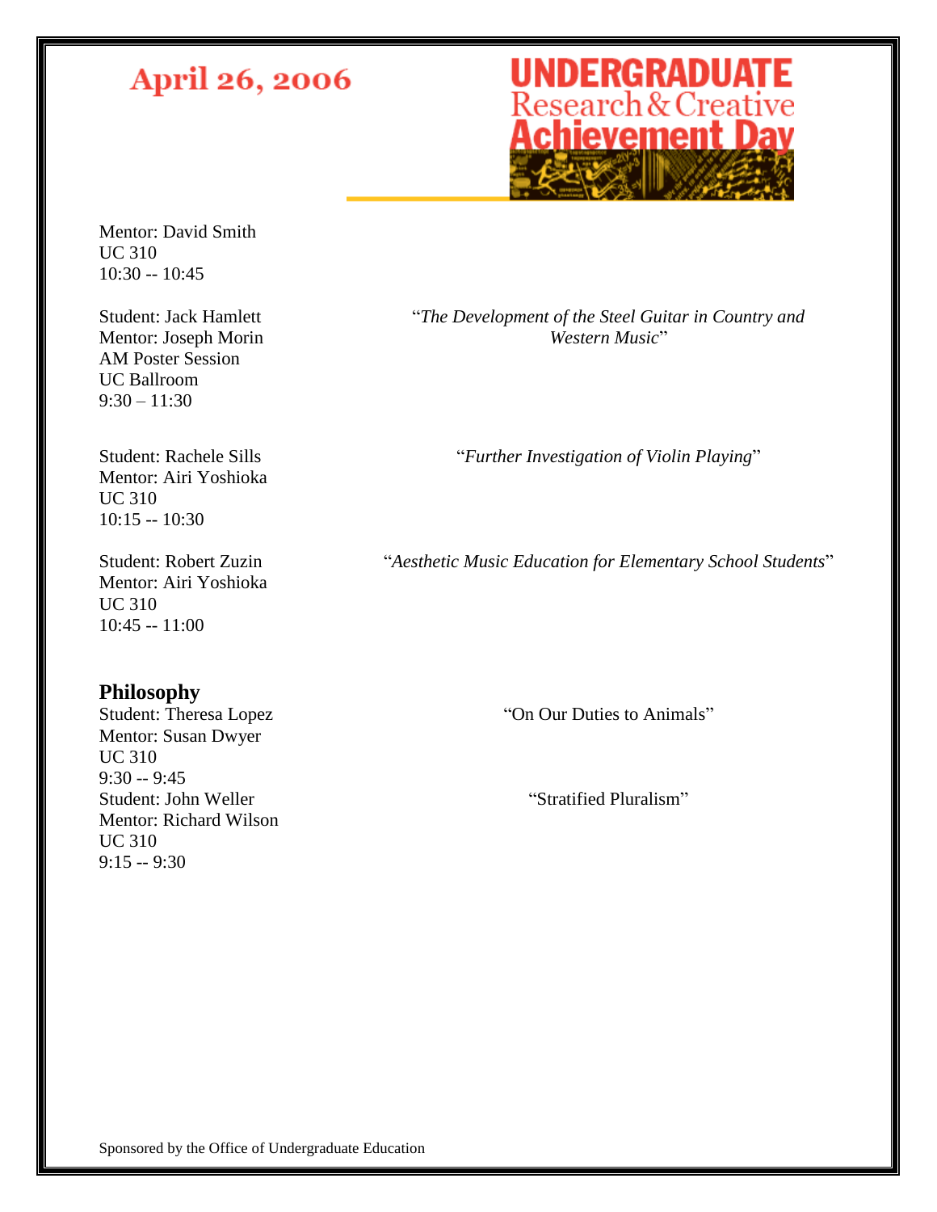April 26, 2006

UNDERGRADUATE Research & Creative Achievement Day

Mentor: David Smith
UC 310
10:30 -- 10:45

Student: Jack Hamlett
Mentor: Joseph Morin
AM Poster Session
UC Ballroom
9:30 – 11:30

"*The Development of the Steel Guitar in Country and Western Music*"

Student: Rachele Sills
Mentor: Airi Yoshioka
UC 310
10:15 -- 10:30

"*Further Investigation of Violin Playing*"

Student: Robert Zuzin
Mentor: Airi Yoshioka
UC 310
10:45 -- 11:00

"*Aesthetic Music Education for Elementary School Students*"

## Philosophy

Student: Theresa Lopez
Mentor: Susan Dwyer
UC 310
9:30 -- 9:45

"On Our Duties to Animals"

Student: John Weller
Mentor: Richard Wilson
UC 310
9:15 -- 9:30

"Stratified Pluralism"

Sponsored by the Office of Undergraduate Education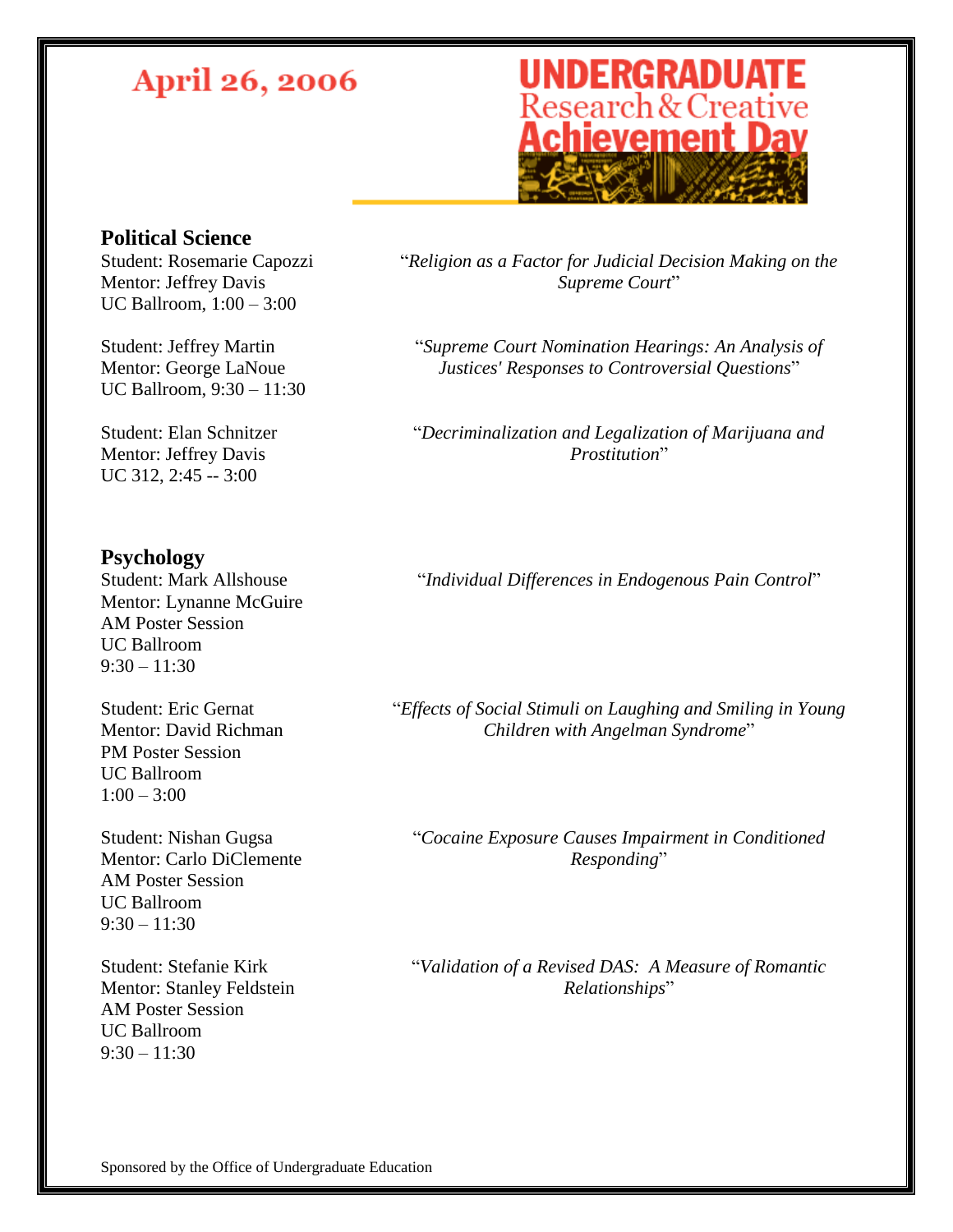April 26, 2006

UNDERGRADUATE Research & Creative Achievement Day

## Political Science

Student: Rosemarie Capozzi
Mentor: Jeffrey Davis
UC Ballroom, 1:00 – 3:00

"*Religion as a Factor for Judicial Decision Making on the Supreme Court*"

Student: Jeffrey Martin
Mentor: George LaNoue
UC Ballroom, 9:30 – 11:30

"*Supreme Court Nomination Hearings: An Analysis of Justices' Responses to Controversial Questions*"

Student: Elan Schnitzer
Mentor: Jeffrey Davis
UC 312, 2:45 -- 3:00

"*Decriminalization and Legalization of Marijuana and Prostitution*"

## Psychology

Student: Mark Allshouse
Mentor: Lynanne McGuire
AM Poster Session
UC Ballroom
9:30 – 11:30

"*Individual Differences in Endogenous Pain Control*"

Student: Eric Gernat
Mentor: David Richman
PM Poster Session
UC Ballroom
1:00 – 3:00

"*Effects of Social Stimuli on Laughing and Smiling in Young Children with Angelman Syndrome*"

Student: Nishan Gugsa
Mentor: Carlo DiClemente
AM Poster Session
UC Ballroom
9:30 – 11:30

"*Cocaine Exposure Causes Impairment in Conditioned Responding*"

Student: Stefanie Kirk
Mentor: Stanley Feldstein
AM Poster Session
UC Ballroom
9:30 – 11:30

"*Validation of a Revised DAS: A Measure of Romantic Relationships*"

Sponsored by the Office of Undergraduate Education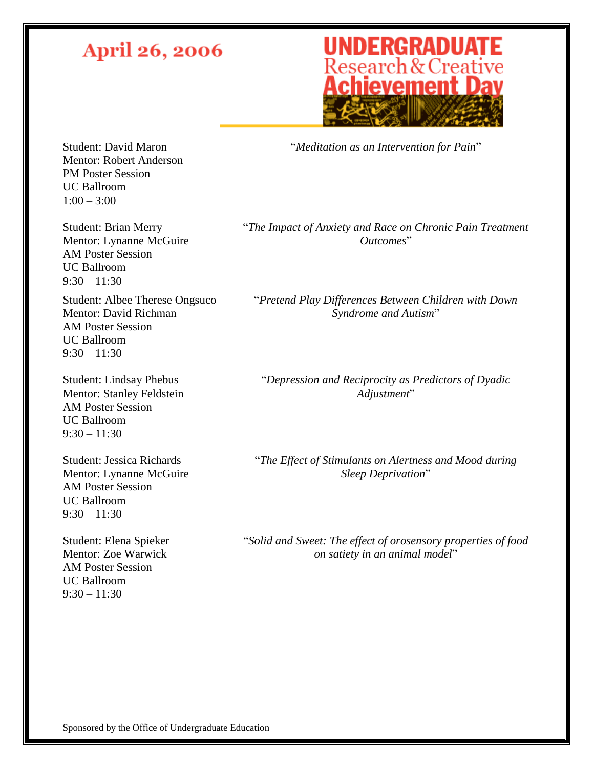April 26, 2006

UNDERGRADUATE Research & Creative Achievement Day

Student: David Maron
Mentor: Robert Anderson
PM Poster Session
UC Ballroom
1:00 – 3:00

"*Meditation as an Intervention for Pain*"

Student: Brian Merry
Mentor: Lynanne McGuire
AM Poster Session
UC Ballroom
9:30 – 11:30

"*The Impact of Anxiety and Race on Chronic Pain Treatment Outcomes*"

Student: Albee Therese Ongsuco
Mentor: David Richman
AM Poster Session
UC Ballroom
9:30 – 11:30

"*Pretend Play Differences Between Children with Down Syndrome and Autism*"

Student: Lindsay Phebus
Mentor: Stanley Feldstein
AM Poster Session
UC Ballroom
9:30 – 11:30

"*Depression and Reciprocity as Predictors of Dyadic Adjustment*"

Student: Jessica Richards
Mentor: Lynanne McGuire
AM Poster Session
UC Ballroom
9:30 – 11:30

"*The Effect of Stimulants on Alertness and Mood during Sleep Deprivation*"

Student: Elena Spieker
Mentor: Zoe Warwick
AM Poster Session
UC Ballroom
9:30 – 11:30

"*Solid and Sweet: The effect of orosensory properties of food on satiety in an animal model*"

Sponsored by the Office of Undergraduate Education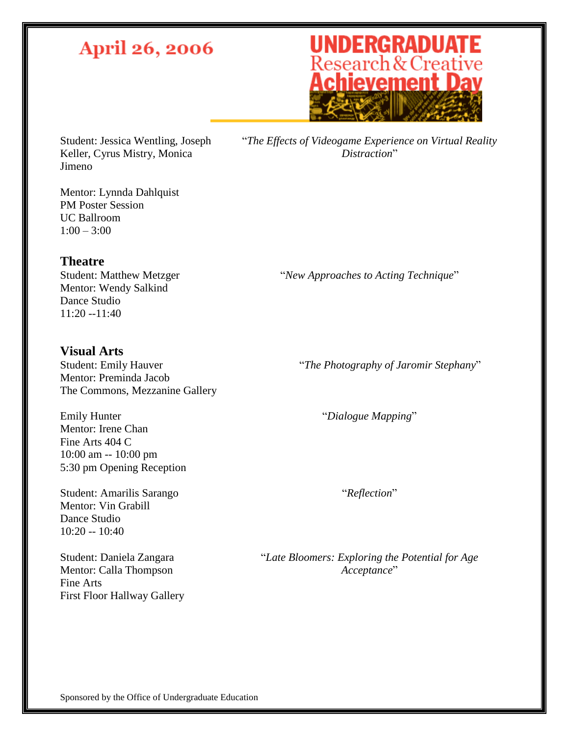April 26, 2006

UNDERGRADUATE Research & Creative Achievement Day

Student: Jessica Wentling, Joseph Keller, Cyrus Mistry, Monica Jimeno

"*The Effects of Videogame Experience on Virtual Reality Distraction*"

Mentor: Lynnda Dahlquist
PM Poster Session
UC Ballroom
1:00 – 3:00

### Theatre

Student: Matthew Metzger
Mentor: Wendy Salkind
Dance Studio
11:20 --11:40

"*New Approaches to Acting Technique*"

### Visual Arts

Student: Emily Hauver
Mentor: Preminda Jacob
The Commons, Mezzanine Gallery

"*The Photography of Jaromir Stephany*"

Emily Hunter
Mentor: Irene Chan
Fine Arts 404 C
10:00 am -- 10:00 pm
5:30 pm Opening Reception

"*Dialogue Mapping*"

Student: Amarilis Sarango
Mentor: Vin Grabill
Dance Studio
10:20 -- 10:40

"*Reflection*"

Student: Daniela Zangara
Mentor: Calla Thompson
Fine Arts
First Floor Hallway Gallery

"*Late Bloomers: Exploring the Potential for Age Acceptance*"

Sponsored by the Office of Undergraduate Education